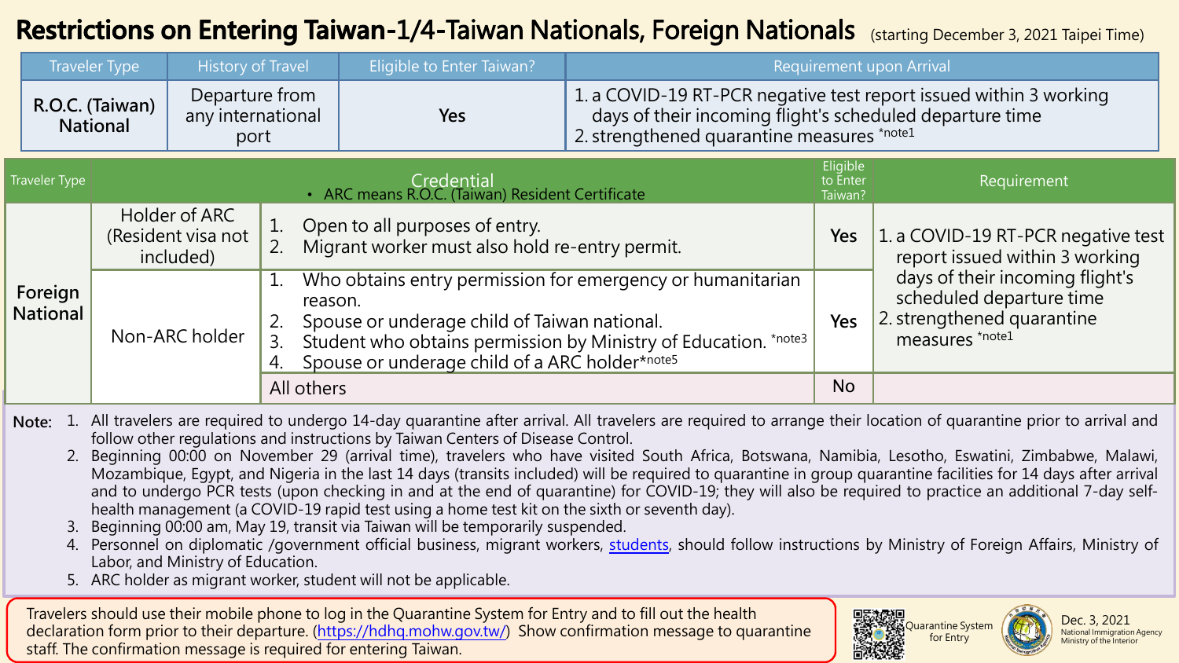# Restrictions on Entering Taiwan-1/4-Taiwan Nationals, Foreign Nationals

(starting December 3, 2021 Taipei Time)

| Traveler Type | History of Travel | Eligible to Enter Taiwan? | Requirement upon Arrival |
|---|---|---|---|
| R.O.C. (Taiwan) National | Departure from any international port | Yes | 1. a COVID-19 RT-PCR negative test report issued within 3 working days of their incoming flight's scheduled departure time<br>2. strengthened quarantine measures *note1 |

| Traveler Type | Credential<br>• ARC means R.O.C. (Taiwan) Resident Certificate | | Eligible to Enter Taiwan? | Requirement |
|---|---|---|---|---|
| Foreign National | Holder of ARC (Resident visa not included) | 1. Open to all purposes of entry.<br>2. Migrant worker must also hold re-entry permit. | Yes | 1. a COVID-19 RT-PCR negative test report issued within 3 working days of their incoming flight's scheduled departure time<br>2. strengthened quarantine measures *note1 |
| | Non-ARC holder | 1. Who obtains entry permission for emergency or humanitarian reason.<br>2. Spouse or underage child of Taiwan national.<br>3. Student who obtains permission by Ministry of Education. *note3<br>4. Spouse or underage child of a ARC holder*note5 | Yes | |
| | | All others | No | |

**Note:**

1. All travelers are required to undergo 14-day quarantine after arrival. All travelers are required to arrange their location of quarantine prior to arrival and follow other regulations and instructions by Taiwan Centers of Disease Control.
2. Beginning 00:00 on November 29 (arrival time), travelers who have visited South Africa, Botswana, Namibia, Lesotho, Eswatini, Zimbabwe, Malawi, Mozambique, Egypt, and Nigeria in the last 14 days (transits included) will be required to quarantine in group quarantine facilities for 14 days after arrival and to undergo PCR tests (upon checking in and at the end of quarantine) for COVID-19; they will also be required to practice an additional 7-day self-health management (a COVID-19 rapid test using a home test kit on the sixth or seventh day).
3. Beginning 00:00 am, May 19, transit via Taiwan will be temporarily suspended.
4. Personnel on diplomatic /government official business, migrant workers, students, should follow instructions by Ministry of Foreign Affairs, Ministry of Labor, and Ministry of Education.
5. ARC holder as migrant worker, student will not be applicable.

Travelers should use their mobile phone to log in the Quarantine System for Entry and to fill out the health declaration form prior to their departure. (https://hdhq.mohw.gov.tw/) Show confirmation message to quarantine staff. The confirmation message is required for entering Taiwan.

Quarantine System for Entry

Dec. 3, 2021
National Immigration Agency
Ministry of the Interior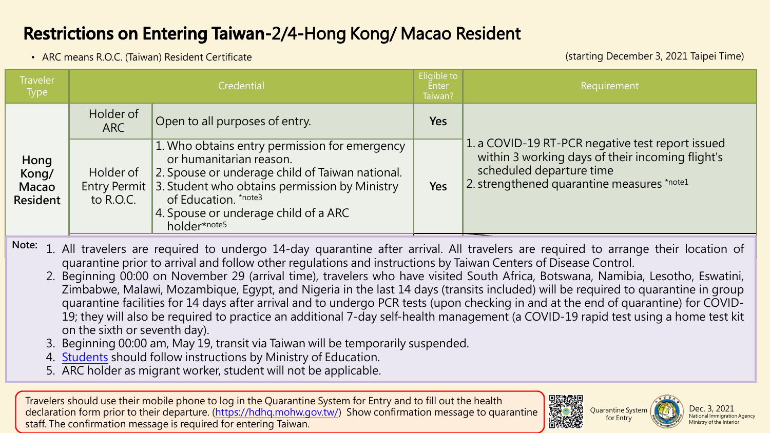# Restrictions on Entering Taiwan-2/4-Hong Kong/ Macao Resident

- ARC means R.O.C. (Taiwan) Resident Certificate

(starting December 3, 2021 Taipei Time)

| Traveler Type | Credential | | Eligible to Enter Taiwan? | Requirement |
|---|---|---|---|---|
| Hong Kong/ Macao Resident | Holder of ARC | Open to all purposes of entry. | Yes | 1. a COVID-19 RT-PCR negative test report issued within 3 working days of their incoming flight's scheduled departure time<br>2. strengthened quarantine measures *note1 |
| | Holder of Entry Permit to R.O.C. | 1. Who obtains entry permission for emergency or humanitarian reason.<br>2. Spouse or underage child of Taiwan national.<br>3. Student who obtains permission by Ministry of Education. *note3<br>4. Spouse or underage child of a ARC holder*note5 | Yes | |

**Note:**

1. All travelers are required to undergo 14-day quarantine after arrival. All travelers are required to arrange their location of quarantine prior to arrival and follow other regulations and instructions by Taiwan Centers of Disease Control.
2. Beginning 00:00 on November 29 (arrival time), travelers who have visited South Africa, Botswana, Namibia, Lesotho, Eswatini, Zimbabwe, Malawi, Mozambique, Egypt, and Nigeria in the last 14 days (transits included) will be required to quarantine in group quarantine facilities for 14 days after arrival and to undergo PCR tests (upon checking in and at the end of quarantine) for COVID-19; they will also be required to practice an additional 7-day self-health management (a COVID-19 rapid test using a home test kit on the sixth or seventh day).
3. Beginning 00:00 am, May 19, transit via Taiwan will be temporarily suspended.
4. Students should follow instructions by Ministry of Education.
5. ARC holder as migrant worker, student will not be applicable.

Travelers should use their mobile phone to log in the Quarantine System for Entry and to fill out the health declaration form prior to their departure. (https://hdhq.mohw.gov.tw/) Show confirmation message to quarantine staff. The confirmation message is required for entering Taiwan.

Quarantine System for Entry

Dec. 3, 2021
National Immigration Agency
Ministry of the Interior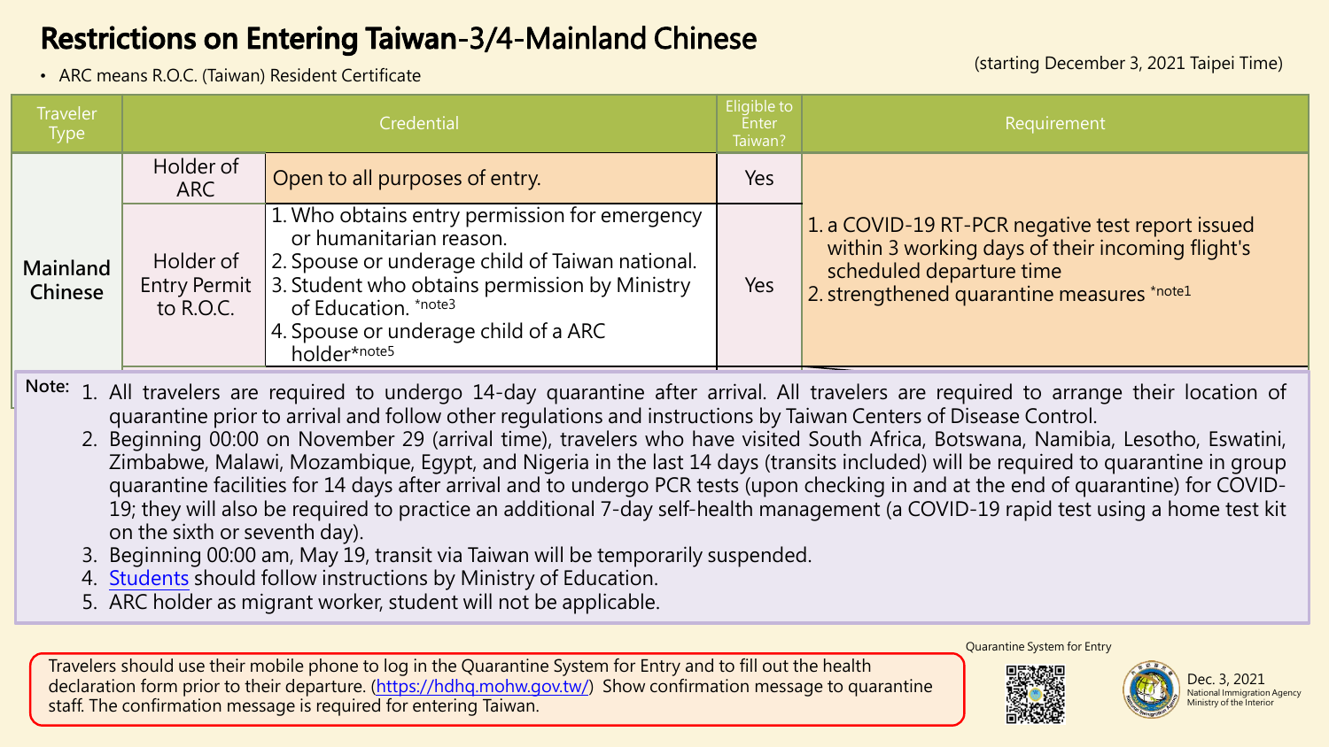# Restrictions on Entering Taiwan-3/4-Mainland Chinese

- ARC means R.O.C. (Taiwan) Resident Certificate

(starting December 3, 2021 Taipei Time)

| Traveler Type | Credential | | Eligible to Enter Taiwan? | Requirement |
|---|---|---|---|---|
| Mainland Chinese | Holder of ARC | Open to all purposes of entry. | Yes | 1. a COVID-19 RT-PCR negative test report issued within 3 working days of their incoming flight's scheduled departure time<br>2. strengthened quarantine measures *note1 |
| | Holder of Entry Permit to R.O.C. | 1. Who obtains entry permission for emergency or humanitarian reason.<br>2. Spouse or underage child of Taiwan national.<br>3. Student who obtains permission by Ministry of Education. *note3<br>4. Spouse or underage child of a ARC holder*note5 | Yes | |

Note:

1. All travelers are required to undergo 14-day quarantine after arrival. All travelers are required to arrange their location of quarantine prior to arrival and follow other regulations and instructions by Taiwan Centers of Disease Control.
2. Beginning 00:00 on November 29 (arrival time), travelers who have visited South Africa, Botswana, Namibia, Lesotho, Eswatini, Zimbabwe, Malawi, Mozambique, Egypt, and Nigeria in the last 14 days (transits included) will be required to quarantine in group quarantine facilities for 14 days after arrival and to undergo PCR tests (upon checking in and at the end of quarantine) for COVID-19; they will also be required to practice an additional 7-day self-health management (a COVID-19 rapid test using a home test kit on the sixth or seventh day).
3. Beginning 00:00 am, May 19, transit via Taiwan will be temporarily suspended.
4. Students should follow instructions by Ministry of Education.
5. ARC holder as migrant worker, student will not be applicable.

Travelers should use their mobile phone to log in the Quarantine System for Entry and to fill out the health declaration form prior to their departure. (https://hdhq.mohw.gov.tw/) Show confirmation message to quarantine staff. The confirmation message is required for entering Taiwan.

Quarantine System for Entry

Dec. 3, 2021
National Immigration Agency
Ministry of the Interior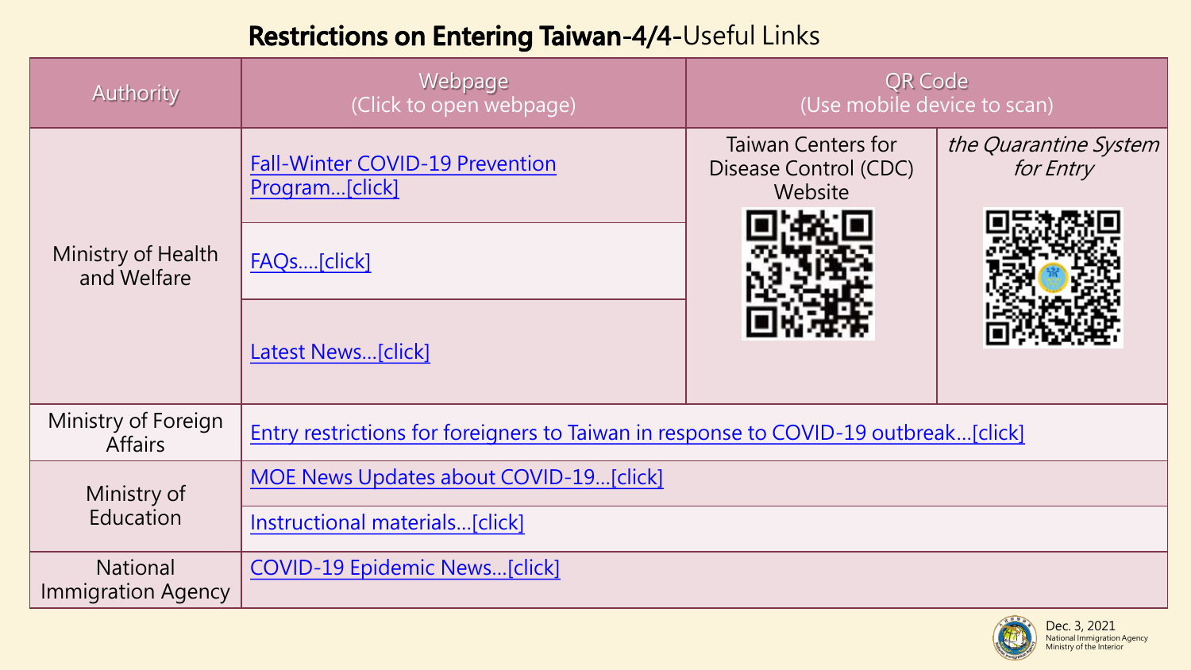# **Restrictions on Entering Taiwan-4/4**-Useful Links

| Authority | Webpage (Click to open webpage) | QR Code (Use mobile device to scan) | |
|---|---|---|---|
| Ministry of Health and Welfare | Fall-Winter COVID-19 Prevention Program…[click] | Taiwan Centers for Disease Control (CDC) Website | *the Quarantine System for Entry* |
| | FAQs….[click] | | |
| | Latest News…[click] | | |
| Ministry of Foreign Affairs | Entry restrictions for foreigners to Taiwan in response to COVID-19 outbreak…[click] | | |
| Ministry of Education | MOE News Updates about COVID-19…[click] | | |
| | Instructional materials…[click] | | |
| National Immigration Agency | COVID-19 Epidemic News…[click] | | |

Dec. 3, 2021
National Immigration Agency
Ministry of the Interior